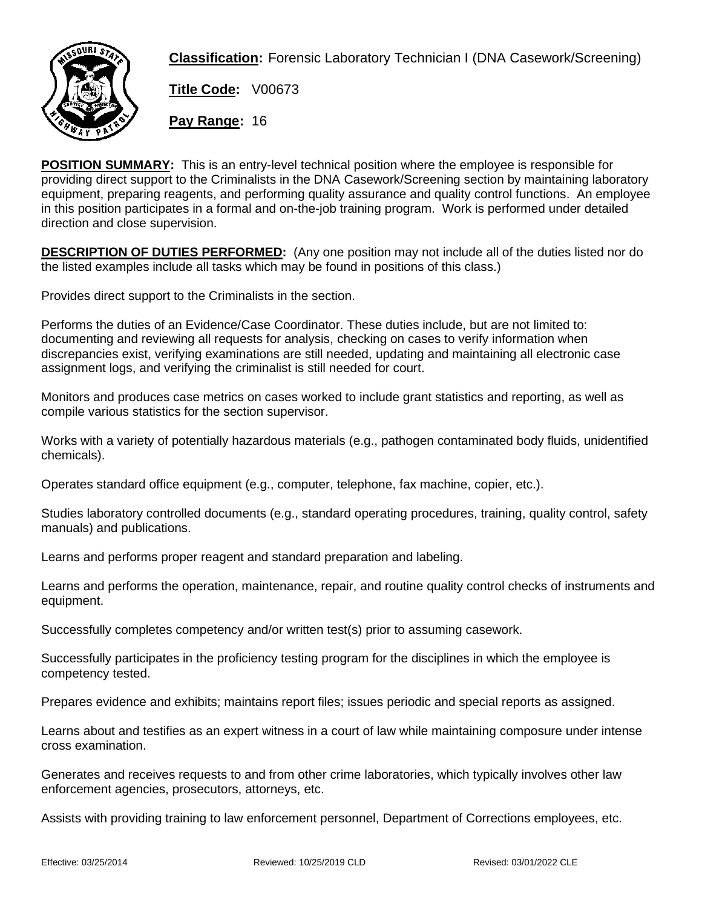**Classification:** Forensic Laboratory Technician I (DNA Casework/Screening)

**Title Code:** V00673

**Pay Range:** 16

**POSITION SUMMARY:** This is an entry-level technical position where the employee is responsible for providing direct support to the Criminalists in the DNA Casework/Screening section by maintaining laboratory equipment, preparing reagents, and performing quality assurance and quality control functions. An employee in this position participates in a formal and on-the-job training program. Work is performed under detailed direction and close supervision.

**DESCRIPTION OF DUTIES PERFORMED:** (Any one position may not include all of the duties listed nor do the listed examples include all tasks which may be found in positions of this class.)

Provides direct support to the Criminalists in the section.

Performs the duties of an Evidence/Case Coordinator. These duties include, but are not limited to: documenting and reviewing all requests for analysis, checking on cases to verify information when discrepancies exist, verifying examinations are still needed, updating and maintaining all electronic case assignment logs, and verifying the criminalist is still needed for court.

Monitors and produces case metrics on cases worked to include grant statistics and reporting, as well as compile various statistics for the section supervisor.

Works with a variety of potentially hazardous materials (e.g., pathogen contaminated body fluids, unidentified chemicals).

Operates standard office equipment (e.g., computer, telephone, fax machine, copier, etc.).

Studies laboratory controlled documents (e.g., standard operating procedures, training, quality control, safety manuals) and publications.

Learns and performs proper reagent and standard preparation and labeling.

Learns and performs the operation, maintenance, repair, and routine quality control checks of instruments and equipment.

Successfully completes competency and/or written test(s) prior to assuming casework.

Successfully participates in the proficiency testing program for the disciplines in which the employee is competency tested.

Prepares evidence and exhibits; maintains report files; issues periodic and special reports as assigned.

Learns about and testifies as an expert witness in a court of law while maintaining composure under intense cross examination.

Generates and receives requests to and from other crime laboratories, which typically involves other law enforcement agencies, prosecutors, attorneys, etc.

Assists with providing training to law enforcement personnel, Department of Corrections employees, etc.

Effective: 03/25/2014 Reviewed: 10/25/2019 CLD Revised: 03/01/2022 CLE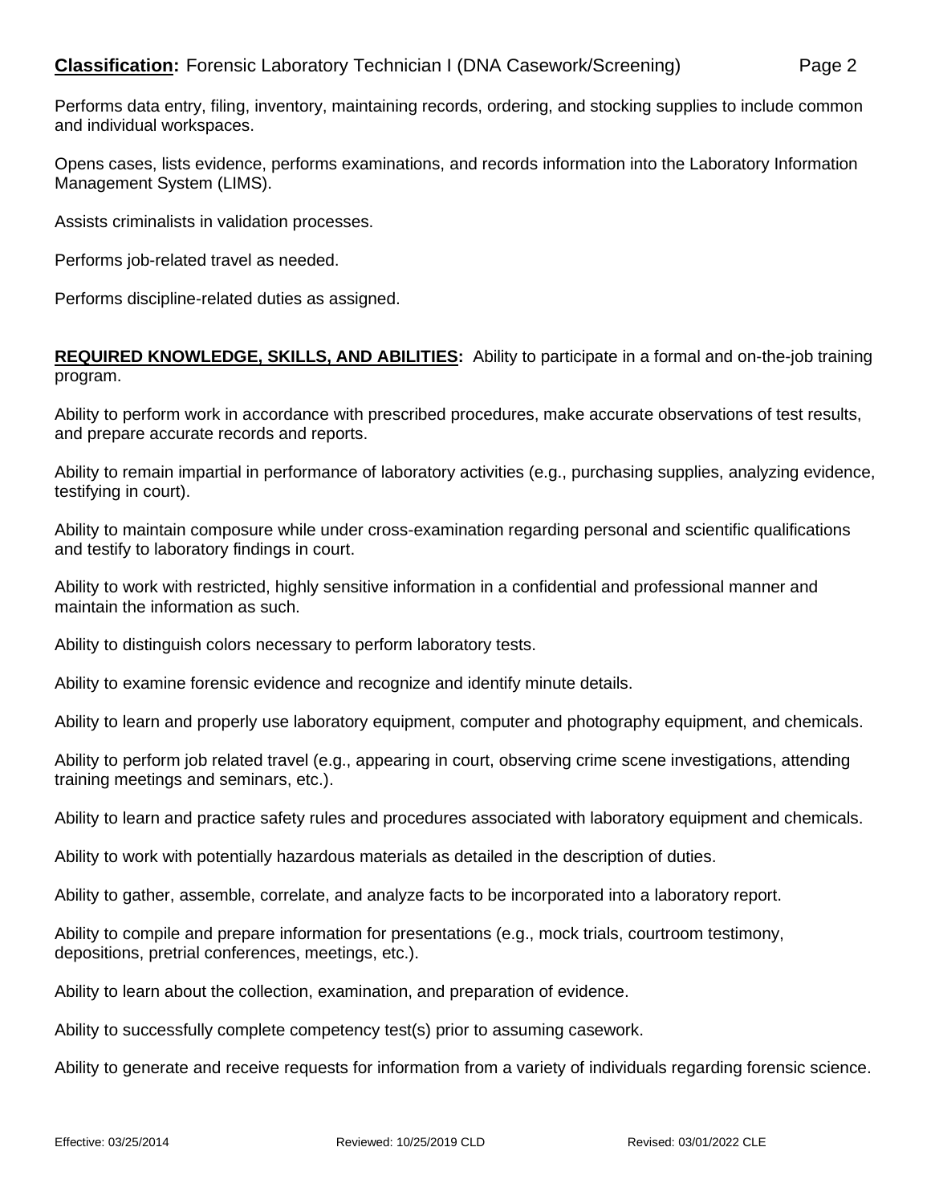Performs data entry, filing, inventory, maintaining records, ordering, and stocking supplies to include common and individual workspaces.

Opens cases, lists evidence, performs examinations, and records information into the Laboratory Information Management System (LIMS).

Assists criminalists in validation processes.

Performs job-related travel as needed.

Performs discipline-related duties as assigned.

**REQUIRED KNOWLEDGE, SKILLS, AND ABILITIES:** Ability to participate in a formal and on-the-job training program.

Ability to perform work in accordance with prescribed procedures, make accurate observations of test results, and prepare accurate records and reports.

Ability to remain impartial in performance of laboratory activities (e.g., purchasing supplies, analyzing evidence, testifying in court).

Ability to maintain composure while under cross-examination regarding personal and scientific qualifications and testify to laboratory findings in court.

Ability to work with restricted, highly sensitive information in a confidential and professional manner and maintain the information as such.

Ability to distinguish colors necessary to perform laboratory tests.

Ability to examine forensic evidence and recognize and identify minute details.

Ability to learn and properly use laboratory equipment, computer and photography equipment, and chemicals.

Ability to perform job related travel (e.g., appearing in court, observing crime scene investigations, attending training meetings and seminars, etc.).

Ability to learn and practice safety rules and procedures associated with laboratory equipment and chemicals.

Ability to work with potentially hazardous materials as detailed in the description of duties.

Ability to gather, assemble, correlate, and analyze facts to be incorporated into a laboratory report.

Ability to compile and prepare information for presentations (e.g., mock trials, courtroom testimony, depositions, pretrial conferences, meetings, etc.).

Ability to learn about the collection, examination, and preparation of evidence.

Ability to successfully complete competency test(s) prior to assuming casework.

Ability to generate and receive requests for information from a variety of individuals regarding forensic science.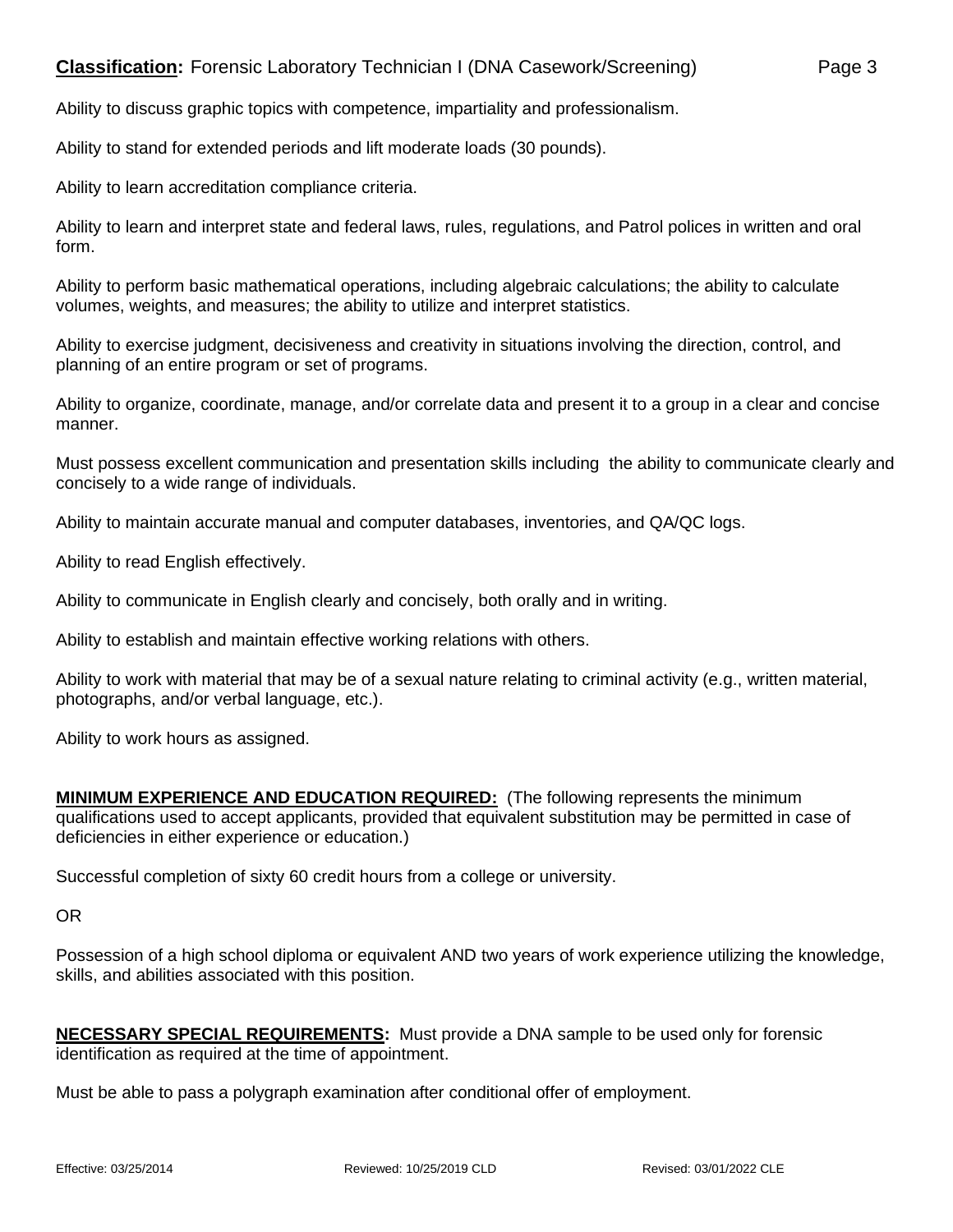Ability to discuss graphic topics with competence, impartiality and professionalism.

Ability to stand for extended periods and lift moderate loads (30 pounds).

Ability to learn accreditation compliance criteria.

Ability to learn and interpret state and federal laws, rules, regulations, and Patrol polices in written and oral form.

Ability to perform basic mathematical operations, including algebraic calculations; the ability to calculate volumes, weights, and measures; the ability to utilize and interpret statistics.

Ability to exercise judgment, decisiveness and creativity in situations involving the direction, control, and planning of an entire program or set of programs.

Ability to organize, coordinate, manage, and/or correlate data and present it to a group in a clear and concise manner.

Must possess excellent communication and presentation skills including the ability to communicate clearly and concisely to a wide range of individuals.

Ability to maintain accurate manual and computer databases, inventories, and QA/QC logs.

Ability to read English effectively.

Ability to communicate in English clearly and concisely, both orally and in writing.

Ability to establish and maintain effective working relations with others.

Ability to work with material that may be of a sexual nature relating to criminal activity (e.g., written material, photographs, and/or verbal language, etc.).

Ability to work hours as assigned.

**MINIMUM EXPERIENCE AND EDUCATION REQUIRED:** (The following represents the minimum qualifications used to accept applicants, provided that equivalent substitution may be permitted in case of deficiencies in either experience or education.)

Successful completion of sixty 60 credit hours from a college or university.

OR

Possession of a high school diploma or equivalent AND two years of work experience utilizing the knowledge, skills, and abilities associated with this position.

**NECESSARY SPECIAL REQUIREMENTS:** Must provide a DNA sample to be used only for forensic identification as required at the time of appointment.

Must be able to pass a polygraph examination after conditional offer of employment.

Effective: 03/25/2014 Reviewed: 10/25/2019 CLD Revised: 03/01/2022 CLE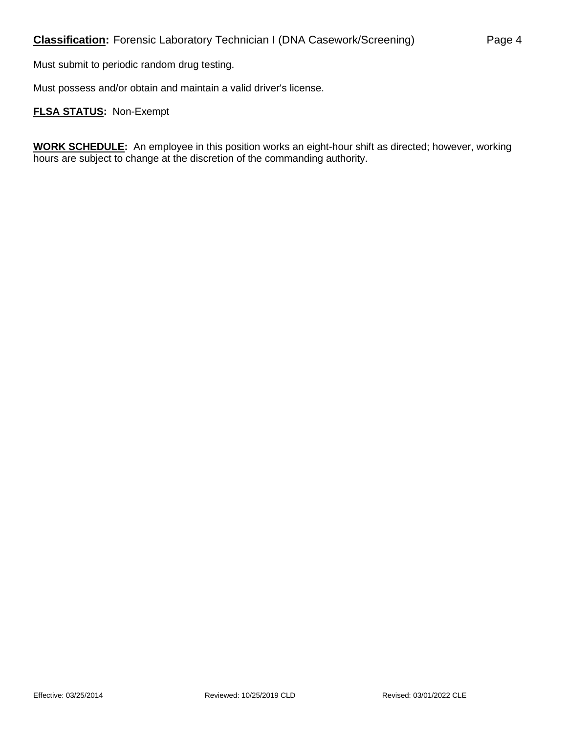Must submit to periodic random drug testing.

Must possess and/or obtain and maintain a valid driver's license.

**FLSA STATUS:** Non-Exempt

**WORK SCHEDULE:** An employee in this position works an eight-hour shift as directed; however, working hours are subject to change at the discretion of the commanding authority.

Effective: 03/25/2014 Reviewed: 10/25/2019 CLD Revised: 03/01/2022 CLE